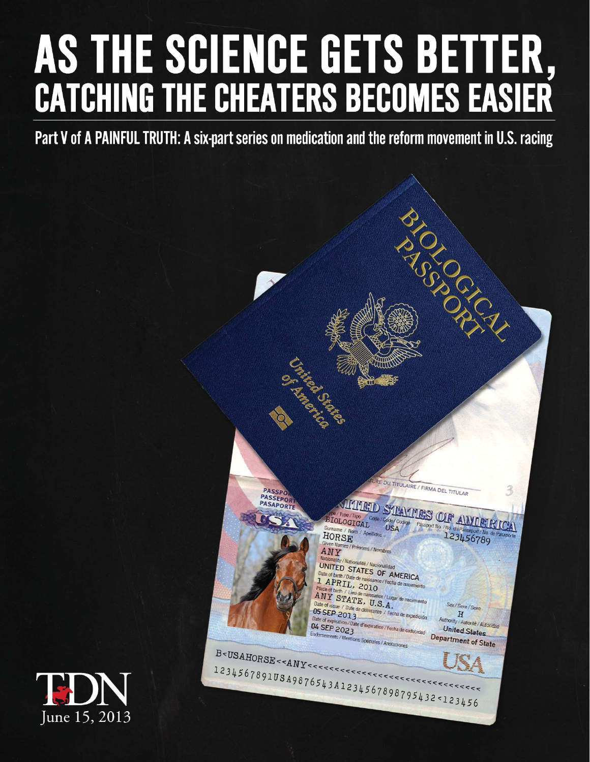# AS THE SCIENCE GETS BETTER, CATCHING THE CHEATERS BECOMES EASIER

**Part V of A PAINFUL TRUTH: A six-part series on medication and the reform movement in U.S. racing**

TDN

June 15, 2013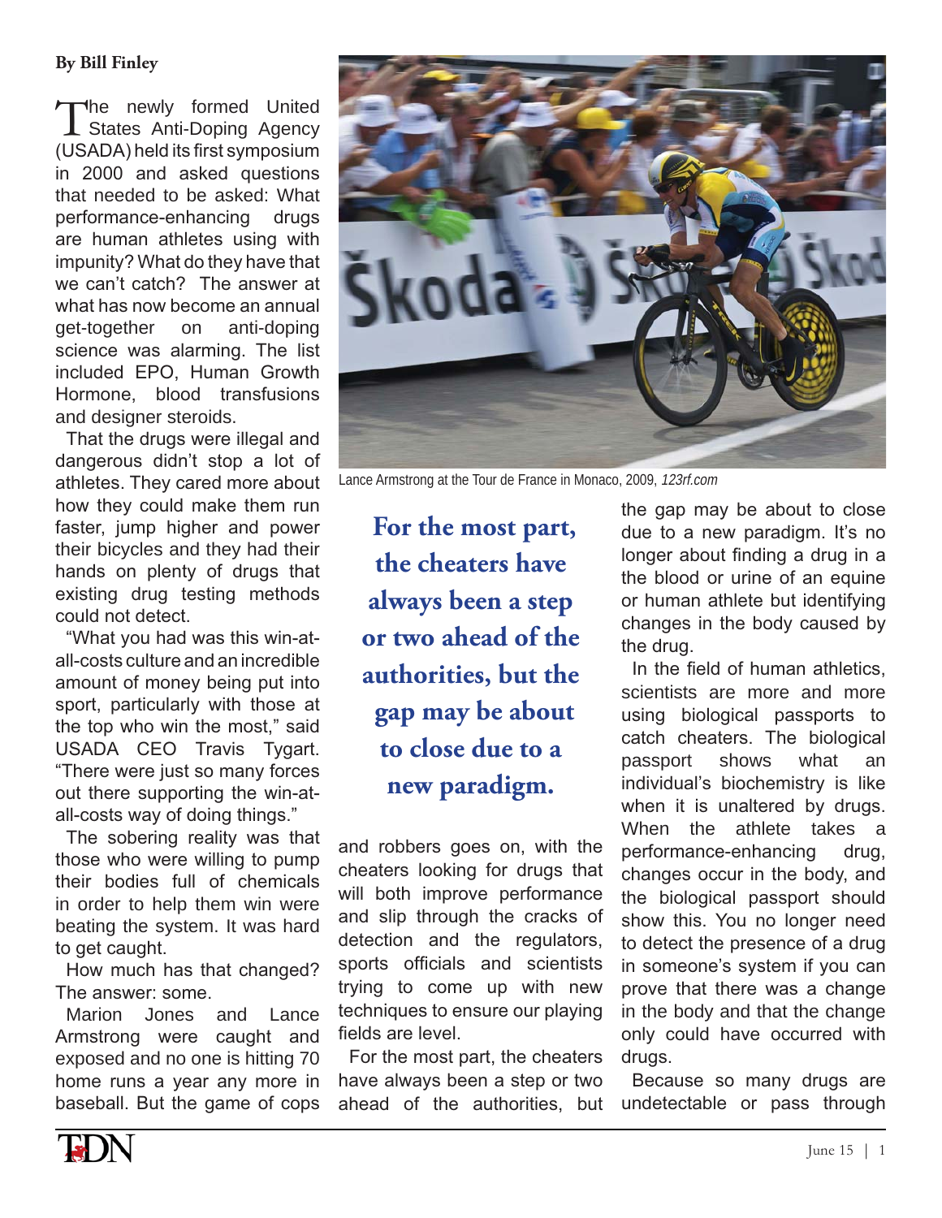By Bill Finley

The newly formed United States Anti-Doping Agency (USADA) held its first symposium in 2000 and asked questions that needed to be asked: What performance-enhancing drugs are human athletes using with impunity? What do they have that we can't catch? The answer at what has now become an annual get-together on anti-doping science was alarming. The list included EPO, Human Growth Hormone, blood transfusions and designer steroids.

That the drugs were illegal and dangerous didn't stop a lot of athletes. They cared more about how they could make them run faster, jump higher and power their bicycles and they had their hands on plenty of drugs that existing drug testing methods could not detect.

"What you had was this win-at-all-costs culture and an incredible amount of money being put into sport, particularly with those at the top who win the most," said USADA CEO Travis Tygart. "There were just so many forces out there supporting the win-at-all-costs way of doing things."

The sobering reality was that those who were willing to pump their bodies full of chemicals in order to help them win were beating the system. It was hard to get caught.

How much has that changed? The answer: some.

Marion Jones and Lance Armstrong were caught and exposed and no one is hitting 70 home runs a year any more in baseball. But the game of cops and robbers goes on, with the cheaters looking for drugs that will both improve performance and slip through the cracks of detection and the regulators, sports officials and scientists trying to come up with new techniques to ensure our playing fields are level.

Lance Armstrong at the Tour de France in Monaco, 2009, *123rf.com*

**For the most part, the cheaters have always been a step or two ahead of the authorities, but the gap may be about to close due to a new paradigm.**

For the most part, the cheaters have always been a step or two ahead of the authorities, but the gap may be about to close due to a new paradigm. It's no longer about finding a drug in a the blood or urine of an equine or human athlete but identifying changes in the body caused by the drug.

In the field of human athletics, scientists are more and more using biological passports to catch cheaters. The biological passport shows what an individual's biochemistry is like when it is unaltered by drugs. When the athlete takes a performance-enhancing drug, changes occur in the body, and the biological passport should show this. You no longer need to detect the presence of a drug in someone's system if you can prove that there was a change in the body and that the change only could have occurred with drugs.

Because so many drugs are undetectable or pass through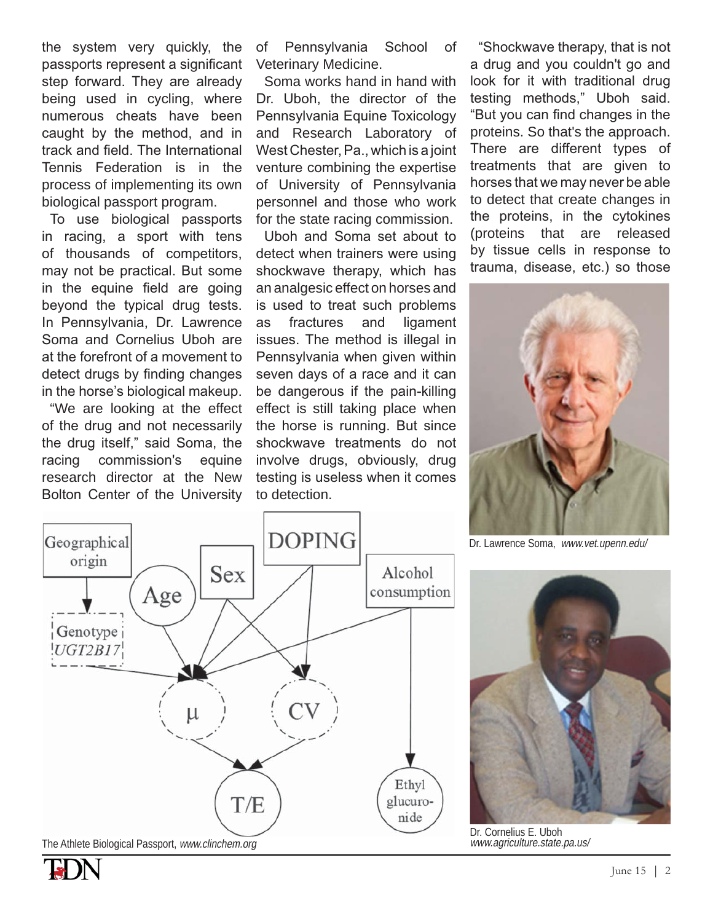the system very quickly, the passports represent a significant step forward. They are already being used in cycling, where numerous cheats have been caught by the method, and in track and field. The International Tennis Federation is in the process of implementing its own biological passport program.

To use biological passports in racing, a sport with tens of thousands of competitors, may not be practical. But some in the equine field are going beyond the typical drug tests. In Pennsylvania, Dr. Lawrence Soma and Cornelius Uboh are at the forefront of a movement to detect drugs by finding changes in the horse's biological makeup.

"We are looking at the effect of the drug and not necessarily the drug itself," said Soma, the racing commission's equine research director at the New Bolton Center of the University of Pennsylvania School of Veterinary Medicine.

Soma works hand in hand with Dr. Uboh, the director of the Pennsylvania Equine Toxicology and Research Laboratory of West Chester, Pa., which is a joint venture combining the expertise of University of Pennsylvania personnel and those who work for the state racing commission.

Uboh and Soma set about to detect when trainers were using shockwave therapy, which has an analgesic effect on horses and is used to treat such problems as fractures and ligament issues. The method is illegal in Pennsylvania when given within seven days of a race and it can be dangerous if the pain-killing effect is still taking place when the horse is running. But since shockwave treatments do not involve drugs, obviously, drug testing is useless when it comes to detection.

"Shockwave therapy, that is not a drug and you couldn't go and look for it with traditional drug testing methods," Uboh said. "But you can find changes in the proteins. So that's the approach. There are different types of treatments that are given to horses that we may never be able to detect that create changes in the proteins, in the cytokines (proteins that are released by tissue cells in response to trauma, disease, etc.) so those

The Athlete Biological Passport, *www.clinchem.org*

Dr. Lawrence Soma, *www.vet.upenn.edu/*

Dr. Cornelius E. Uboh *www.agriculture.state.pa.us/*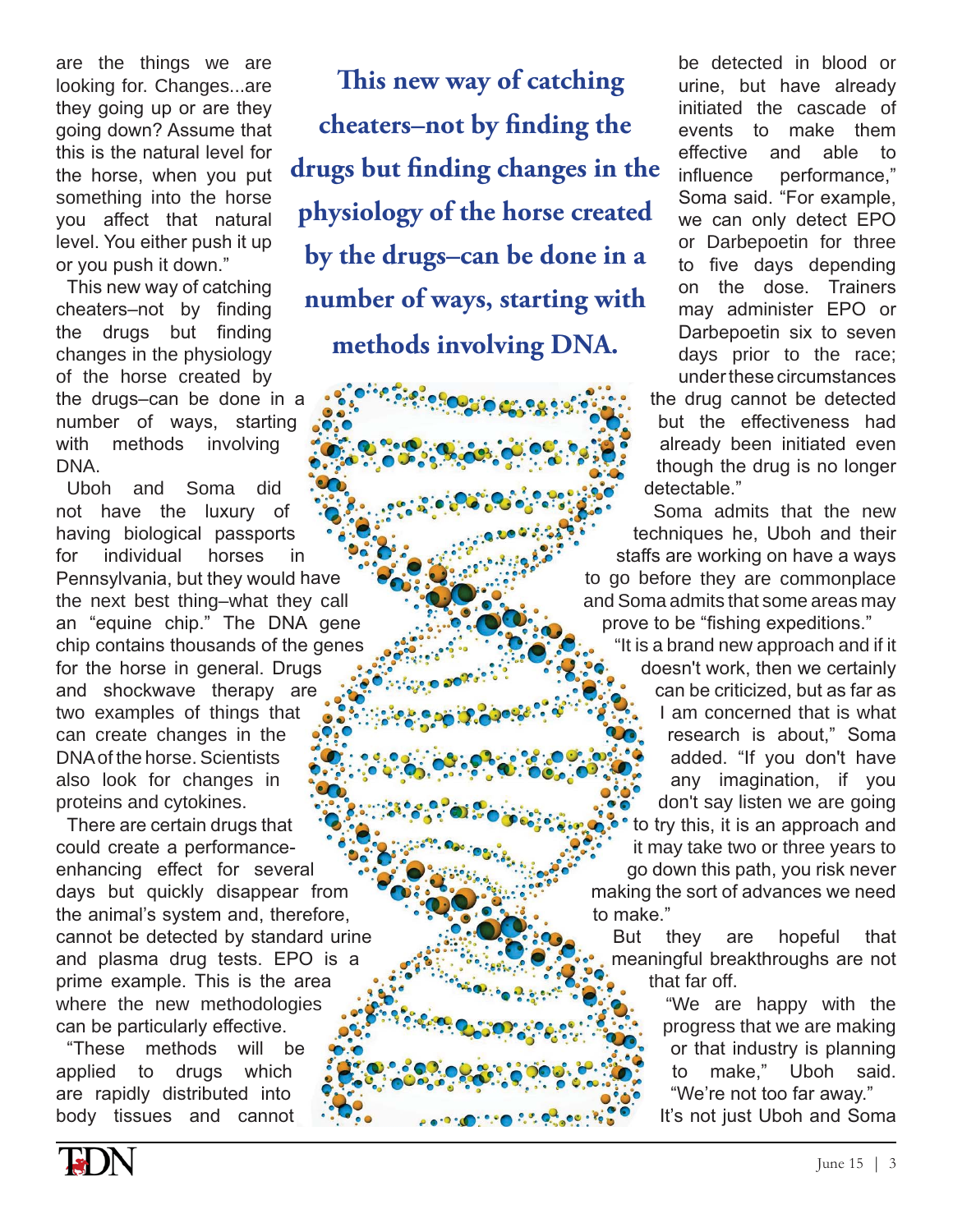are the things we are looking for. Changes...are they going up or are they going down? Assume that this is the natural level for the horse, when you put something into the horse you affect that natural level. You either push it up or you push it down."

This new way of catching cheaters–not by finding the drugs but finding changes in the physiology of the horse created by the drugs–can be done in a number of ways, starting with methods involving DNA.

**This new way of catching cheaters–not by finding the drugs but finding changes in the physiology of the horse created by the drugs–can be done in a number of ways, starting with methods involving DNA.**

Uboh and Soma did not have the luxury of having biological passports for individual horses in Pennsylvania, but they would have the next best thing–what they call an "equine chip." The DNA gene chip contains thousands of the genes for the horse in general. Drugs and shockwave therapy are two examples of things that can create changes in the DNA of the horse. Scientists also look for changes in proteins and cytokines.

There are certain drugs that could create a performance-enhancing effect for several days but quickly disappear from the animal's system and, therefore, cannot be detected by standard urine and plasma drug tests. EPO is a prime example. This is the area where the new methodologies can be particularly effective.

"These methods will be applied to drugs which are rapidly distributed into body tissues and cannot be detected in blood or urine, but have already initiated the cascade of events to make them effective and able to influence performance," Soma said. "For example, we can only detect EPO or Darbepoetin for three to five days depending on the dose. Trainers may administer EPO or Darbepoetin six to seven days prior to the race; under these circumstances the drug cannot be detected but the effectiveness had already been initiated even though the drug is no longer detectable."

Soma admits that the new techniques he, Uboh and their staffs are working on have a ways to go before they are commonplace and Soma admits that some areas may prove to be "fishing expeditions."

"It is a brand new approach and if it doesn't work, then we certainly can be criticized, but as far as I am concerned that is what research is about," Soma added. "If you don't have any imagination, if you don't say listen we are going to try this, it is an approach and it may take two or three years to go down this path, you risk never making the sort of advances we need to make."

But they are hopeful that meaningful breakthroughs are not that far off.

"We are happy with the progress that we are making or that industry is planning to make," Uboh said. "We're not too far away."

It's not just Uboh and Soma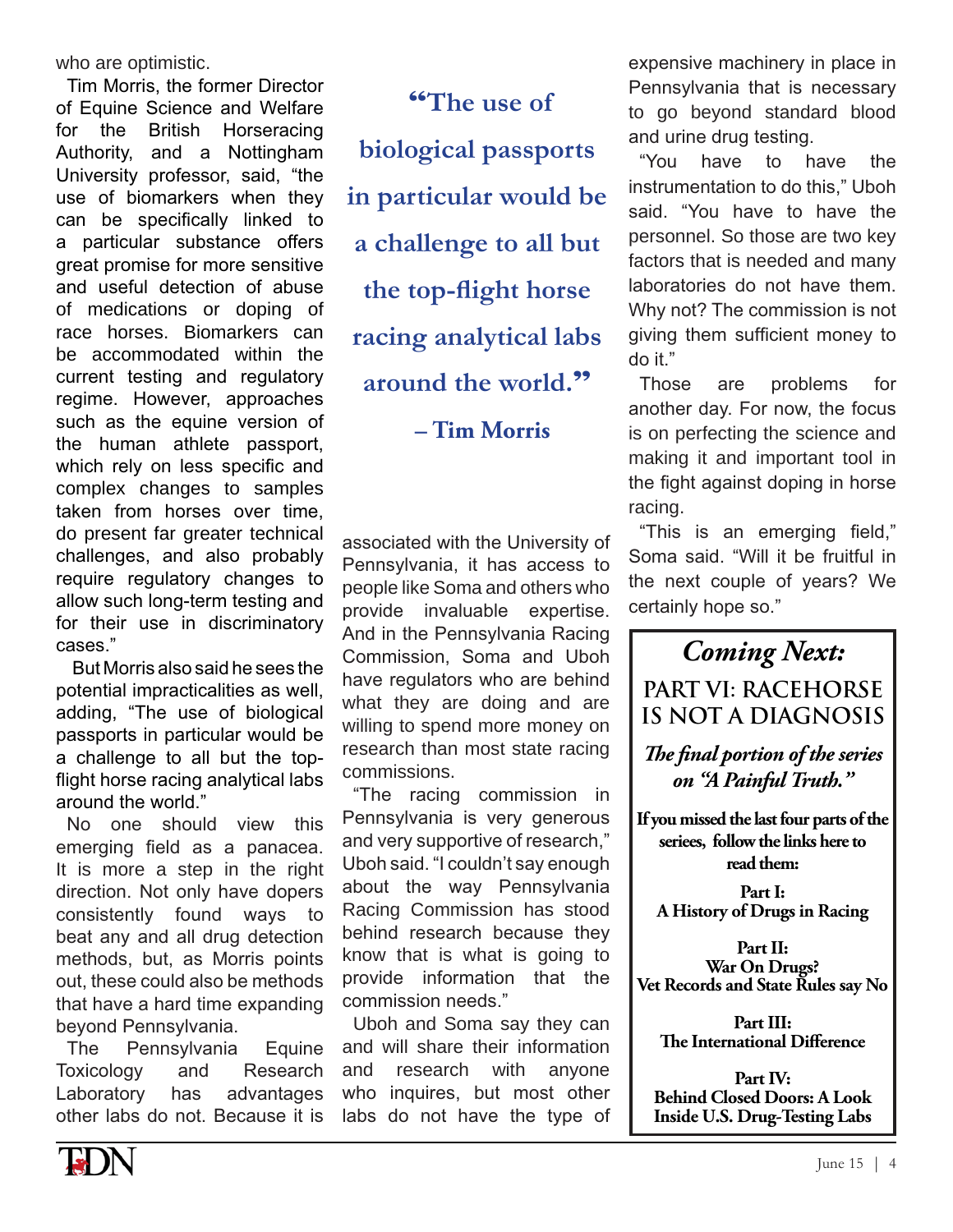who are optimistic.

Tim Morris, the former Director of Equine Science and Welfare for the British Horseracing Authority, and a Nottingham University professor, said, "the use of biomarkers when they can be specifically linked to a particular substance offers great promise for more sensitive and useful detection of abuse of medications or doping of race horses. Biomarkers can be accommodated within the current testing and regulatory regime. However, approaches such as the equine version of the human athlete passport, which rely on less specific and complex changes to samples taken from horses over time, do present far greater technical challenges, and also probably require regulatory changes to allow such long-term testing and for their use in discriminatory cases."

But Morris also said he sees the potential impracticalities as well, adding, "The use of biological passports in particular would be a challenge to all but the top-flight horse racing analytical labs around the world."

> **"The use of biological passports in particular would be a challenge to all but the top-flight horse racing analytical labs around the world."**
>
> **– Tim Morris**

No one should view this emerging field as a panacea. It is more a step in the right direction. Not only have dopers consistently found ways to beat any and all drug detection methods, but, as Morris points out, these could also be methods that have a hard time expanding beyond Pennsylvania.

The Pennsylvania Equine Toxicology and Research Laboratory has advantages other labs do not. Because it is associated with the University of Pennsylvania, it has access to people like Soma and others who provide invaluable expertise. And in the Pennsylvania Racing Commission, Soma and Uboh have regulators who are behind what they are doing and are willing to spend more money on research than most state racing commissions.

"The racing commission in Pennsylvania is very generous and very supportive of research," Uboh said. "I couldn't say enough about the way Pennsylvania Racing Commission has stood behind research because they know that is what is going to provide information that the commission needs."

Uboh and Soma say they can and will share their information and research with anyone who inquires, but most other labs do not have the type of expensive machinery in place in Pennsylvania that is necessary to go beyond standard blood and urine drug testing.

"You have to have the instrumentation to do this," Uboh said. "You have to have the personnel. So those are two key factors that is needed and many laboratories do not have them. Why not? The commission is not giving them sufficient money to do it."

Those are problems for another day. For now, the focus is on perfecting the science and making it and important tool in the fight against doping in horse racing.

"This is an emerging field," Soma said. "Will it be fruitful in the next couple of years? We certainly hope so."

---

## *Coming Next:*

### PART VI: RACEHORSE IS NOT A DIAGNOSIS

***The final portion of the series on "A Painful Truth."***

**If you missed the last four parts of the seriees, follow the links here to read them:**

**Part I:**
**A History of Drugs in Racing**

**Part II:**
**War On Drugs?**
**Vet Records and State Rules say No**

**Part III:**
**The International Difference**

**Part IV:**
**Behind Closed Doors: A Look Inside U.S. Drug-Testing Labs**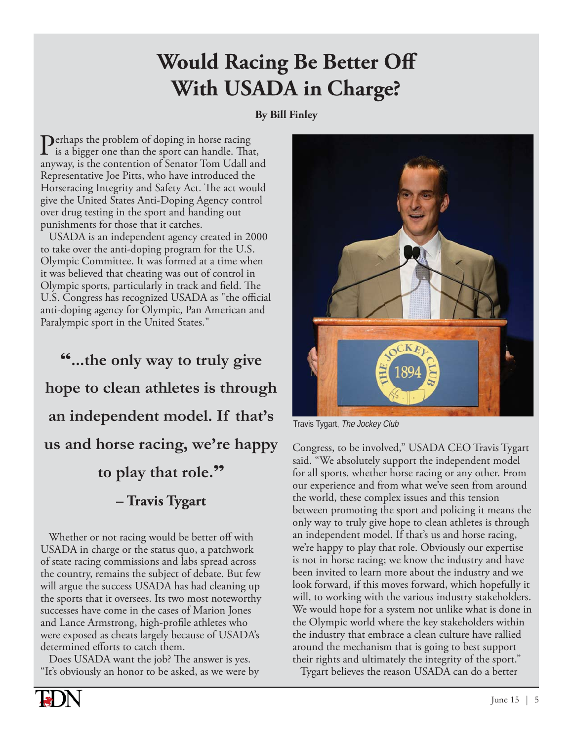# Would Racing Be Better Off With USADA in Charge?

**By Bill Finley**

Perhaps the problem of doping in horse racing is a bigger one than the sport can handle. That, anyway, is the contention of Senator Tom Udall and Representative Joe Pitts, who have introduced the Horseracing Integrity and Safety Act. The act would give the United States Anti-Doping Agency control over drug testing in the sport and handing out punishments for those that it catches.

USADA is an independent agency created in 2000 to take over the anti-doping program for the U.S. Olympic Committee. It was formed at a time when it was believed that cheating was out of control in Olympic sports, particularly in track and field. The U.S. Congress has recognized USADA as "the official anti-doping agency for Olympic, Pan American and Paralympic sport in the United States."

> **"...the only way to truly give hope to clean athletes is through an independent model. If that's us and horse racing, we're happy to play that role."**
>
> **– Travis Tygart**

Whether or not racing would be better off with USADA in charge or the status quo, a patchwork of state racing commissions and labs spread across the country, remains the subject of debate. But few will argue the success USADA has had cleaning up the sports that it oversees. Its two most noteworthy successes have come in the cases of Marion Jones and Lance Armstrong, high-profile athletes who were exposed as cheats largely because of USADA's determined efforts to catch them.

Does USADA want the job? The answer is yes. "It's obviously an honor to be asked, as we were by Congress, to be involved," USADA CEO Travis Tygart said. "We absolutely support the independent model for all sports, whether horse racing or any other. From our experience and from what we've seen from around the world, these complex issues and this tension between promoting the sport and policing it means the only way to truly give hope to clean athletes is through an independent model. If that's us and horse racing, we're happy to play that role. Obviously our expertise is not in horse racing; we know the industry and have been invited to learn more about the industry and we look forward, if this moves forward, which hopefully it will, to working with the various industry stakeholders. We would hope for a system not unlike what is done in the Olympic world where the key stakeholders within the industry that embrace a clean culture have rallied around the mechanism that is going to best support their rights and ultimately the integrity of the sport."

Travis Tygart, *The Jockey Club*

Tygart believes the reason USADA can do a better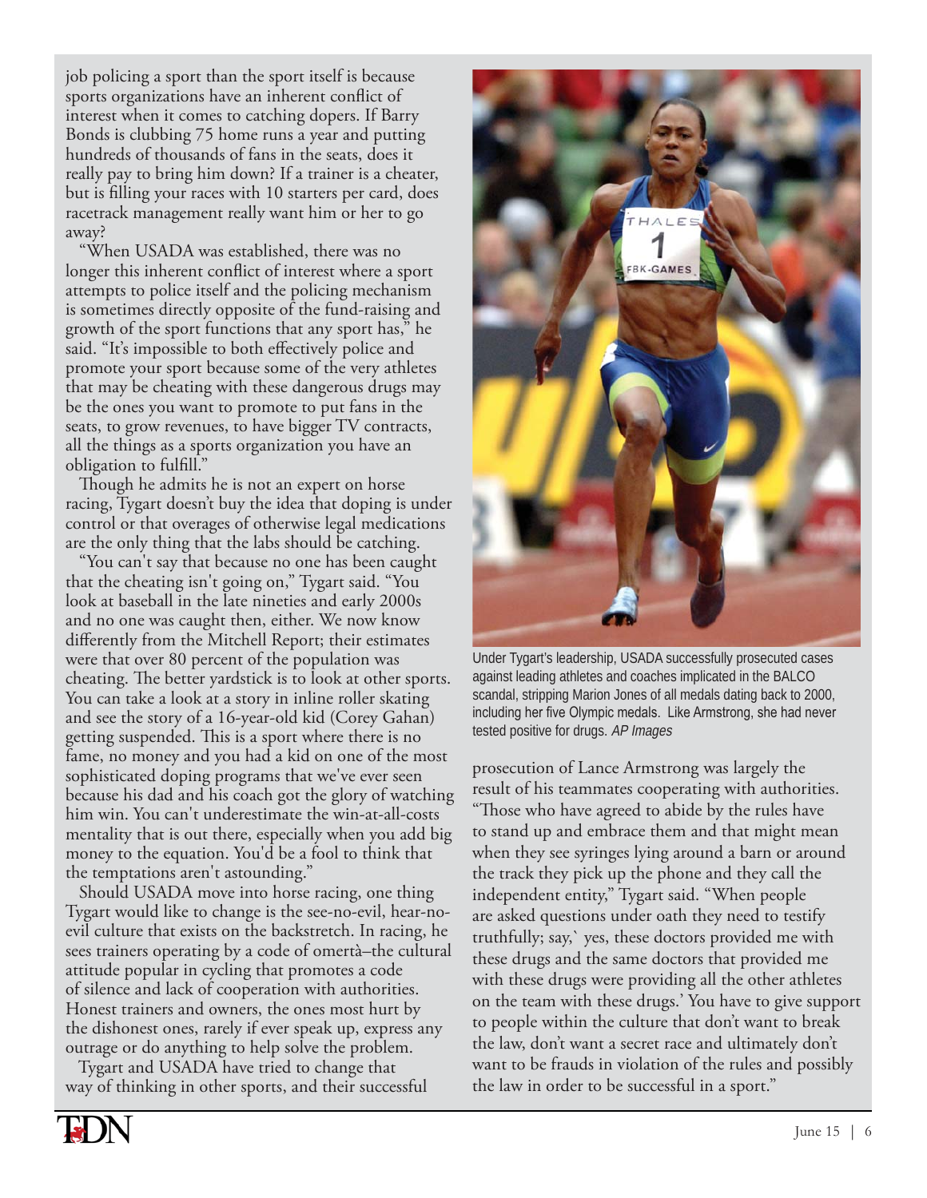job policing a sport than the sport itself is because sports organizations have an inherent conflict of interest when it comes to catching dopers. If Barry Bonds is clubbing 75 home runs a year and putting hundreds of thousands of fans in the seats, does it really pay to bring him down? If a trainer is a cheater, but is filling your races with 10 starters per card, does racetrack management really want him or her to go away?

"When USADA was established, there was no longer this inherent conflict of interest where a sport attempts to police itself and the policing mechanism is sometimes directly opposite of the fund-raising and growth of the sport functions that any sport has," he said. "It's impossible to both effectively police and promote your sport because some of the very athletes that may be cheating with these dangerous drugs may be the ones you want to promote to put fans in the seats, to grow revenues, to have bigger TV contracts, all the things as a sports organization you have an obligation to fulfill."

Though he admits he is not an expert on horse racing, Tygart doesn't buy the idea that doping is under control or that overages of otherwise legal medications are the only thing that the labs should be catching.

"You can't say that because no one has been caught that the cheating isn't going on," Tygart said. "You look at baseball in the late nineties and early 2000s and no one was caught then, either. We now know differently from the Mitchell Report; their estimates were that over 80 percent of the population was cheating. The better yardstick is to look at other sports. You can take a look at a story in inline roller skating and see the story of a 16-year-old kid (Corey Gahan) getting suspended. This is a sport where there is no fame, no money and you had a kid on one of the most sophisticated doping programs that we've ever seen because his dad and his coach got the glory of watching him win. You can't underestimate the win-at-all-costs mentality that is out there, especially when you add big money to the equation. You'd be a fool to think that the temptations aren't astounding."

Should USADA move into horse racing, one thing Tygart would like to change is the see-no-evil, hear-no-evil culture that exists on the backstretch. In racing, he sees trainers operating by a code of omertà–the cultural attitude popular in cycling that promotes a code of silence and lack of cooperation with authorities. Honest trainers and owners, the ones most hurt by the dishonest ones, rarely if ever speak up, express any outrage or do anything to help solve the problem.

Tygart and USADA have tried to change that way of thinking in other sports, and their successful prosecution of Lance Armstrong was largely the result of his teammates cooperating with authorities. "Those who have agreed to abide by the rules have to stand up and embrace them and that might mean when they see syringes lying around a barn or around the track they pick up the phone and they call the independent entity," Tygart said. "When people are asked questions under oath they need to testify truthfully; say,` yes, these doctors provided me with these drugs and the same doctors that provided me with these drugs were providing all the other athletes on the team with these drugs.' You have to give support to people within the culture that don't want to break the law, don't want a secret race and ultimately don't want to be frauds in violation of the rules and possibly the law in order to be successful in a sport."

Under Tygart's leadership, USADA successfully prosecuted cases against leading athletes and coaches implicated in the BALCO scandal, stripping Marion Jones of all medals dating back to 2000, including her five Olympic medals. Like Armstrong, she had never tested positive for drugs. *AP Images*